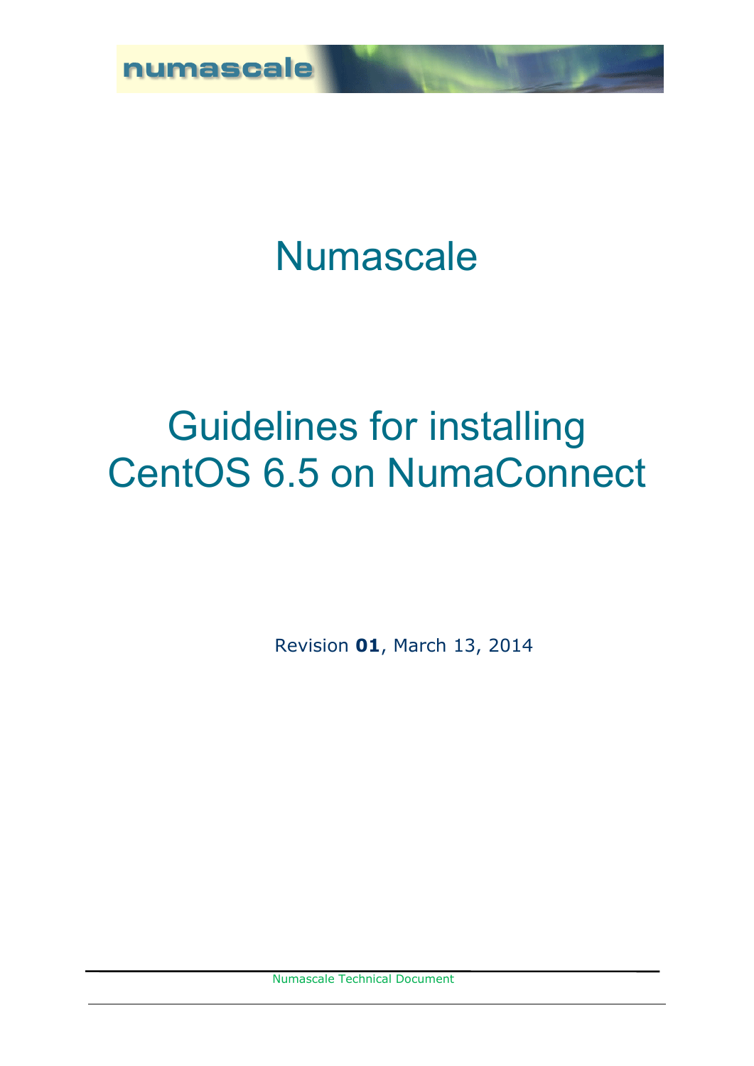# Numascale

# Guidelines for installing CentOS 6.5 on NumaConnect

Revision **01**, March 13, 2014

Numascale Technical Document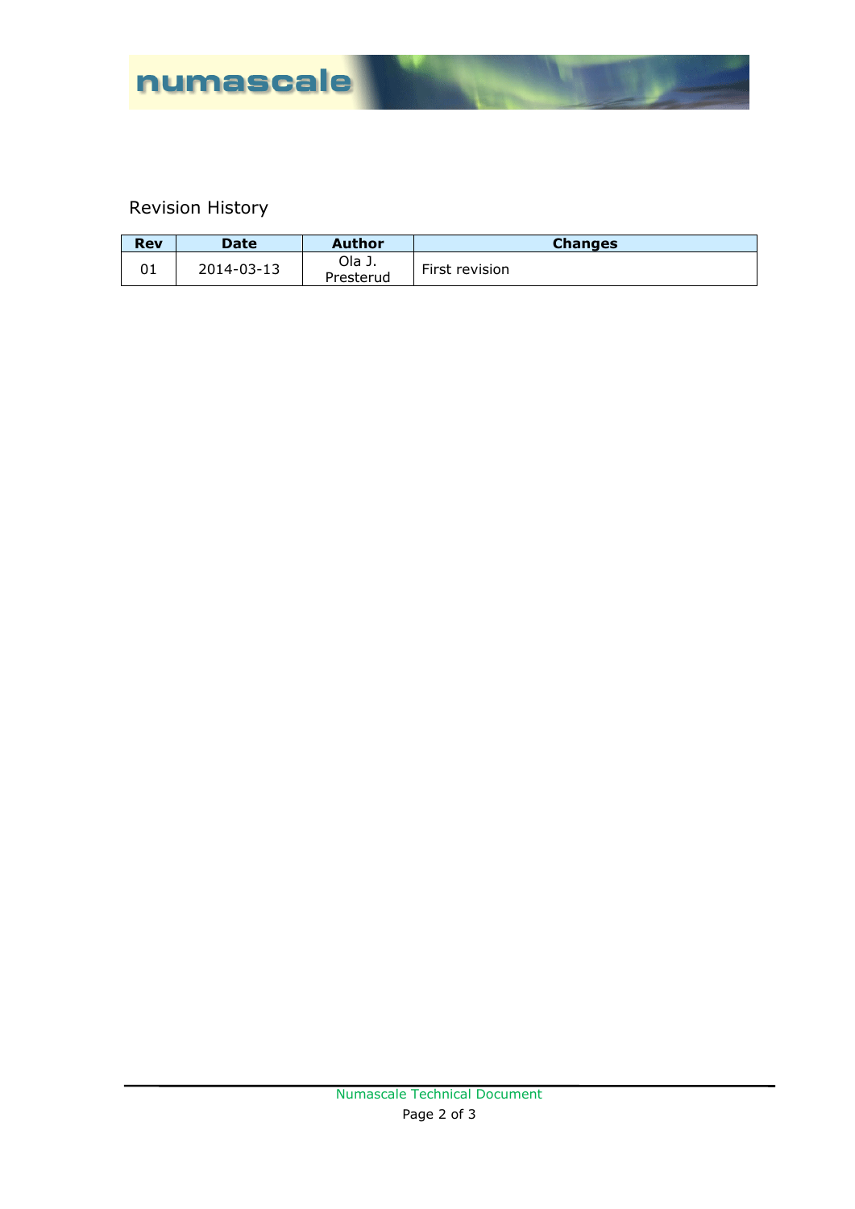## Revision History

| Rev | Date | Author | Changes |
|---|---|---|---|
| 01 | 2014-03-13 | Ola J. Presterud | First revision |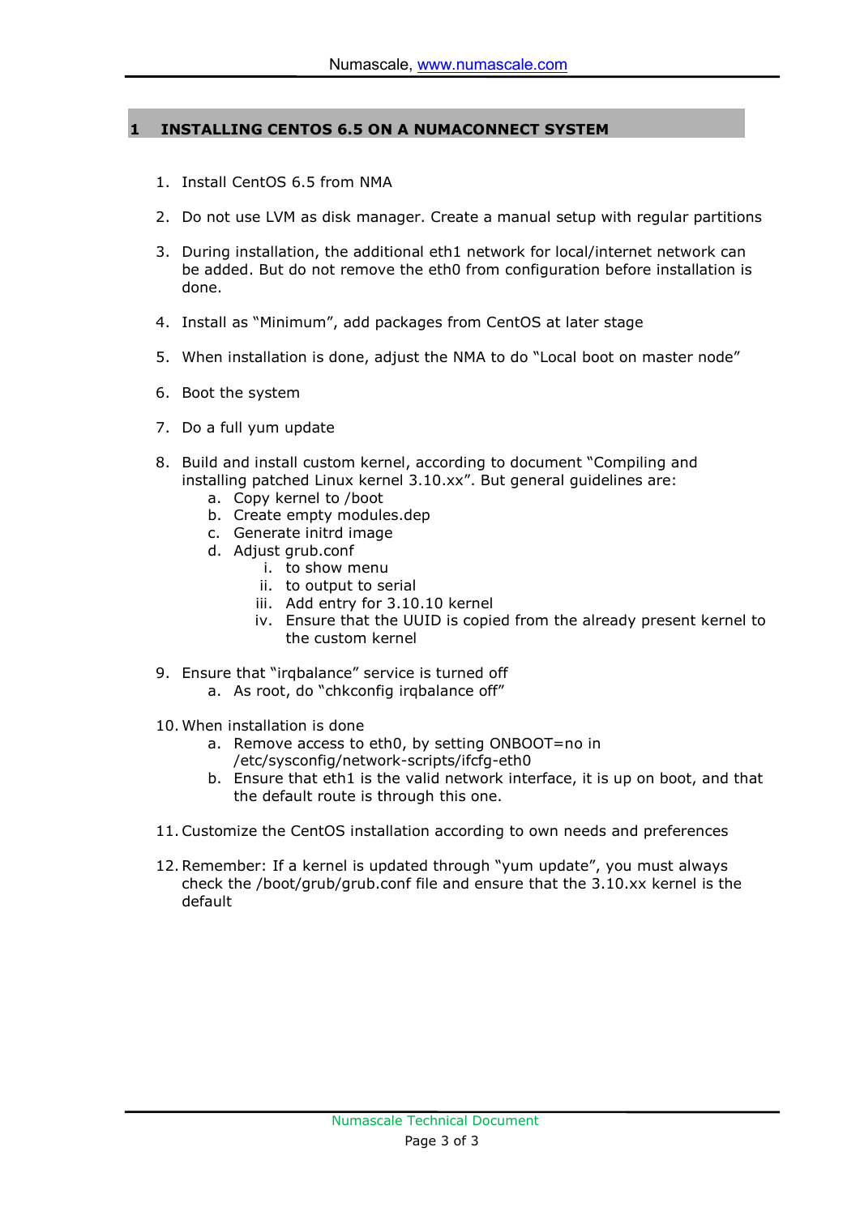# 1 INSTALLING CENTOS 6.5 ON A NUMACONNECT SYSTEM

1. Install CentOS 6.5 from NMA

2. Do not use LVM as disk manager. Create a manual setup with regular partitions

3. During installation, the additional eth1 network for local/internet network can be added. But do not remove the eth0 from configuration before installation is done.

4. Install as "Minimum", add packages from CentOS at later stage

5. When installation is done, adjust the NMA to do "Local boot on master node"

6. Boot the system

7. Do a full yum update

8. Build and install custom kernel, according to document "Compiling and installing patched Linux kernel 3.10.xx". But general guidelines are:
    a. Copy kernel to /boot
    b. Create empty modules.dep
    c. Generate initrd image
    d. Adjust grub.conf
        i. to show menu
        ii. to output to serial
        iii. Add entry for 3.10.10 kernel
        iv. Ensure that the UUID is copied from the already present kernel to the custom kernel

9. Ensure that "irqbalance" service is turned off
    a. As root, do "chkconfig irqbalance off"

10. When installation is done
    a. Remove access to eth0, by setting ONBOOT=no in /etc/sysconfig/network-scripts/ifcfg-eth0
    b. Ensure that eth1 is the valid network interface, it is up on boot, and that the default route is through this one.

11. Customize the CentOS installation according to own needs and preferences

12. Remember: If a kernel is updated through "yum update", you must always check the /boot/grub/grub.conf file and ensure that the 3.10.xx kernel is the default